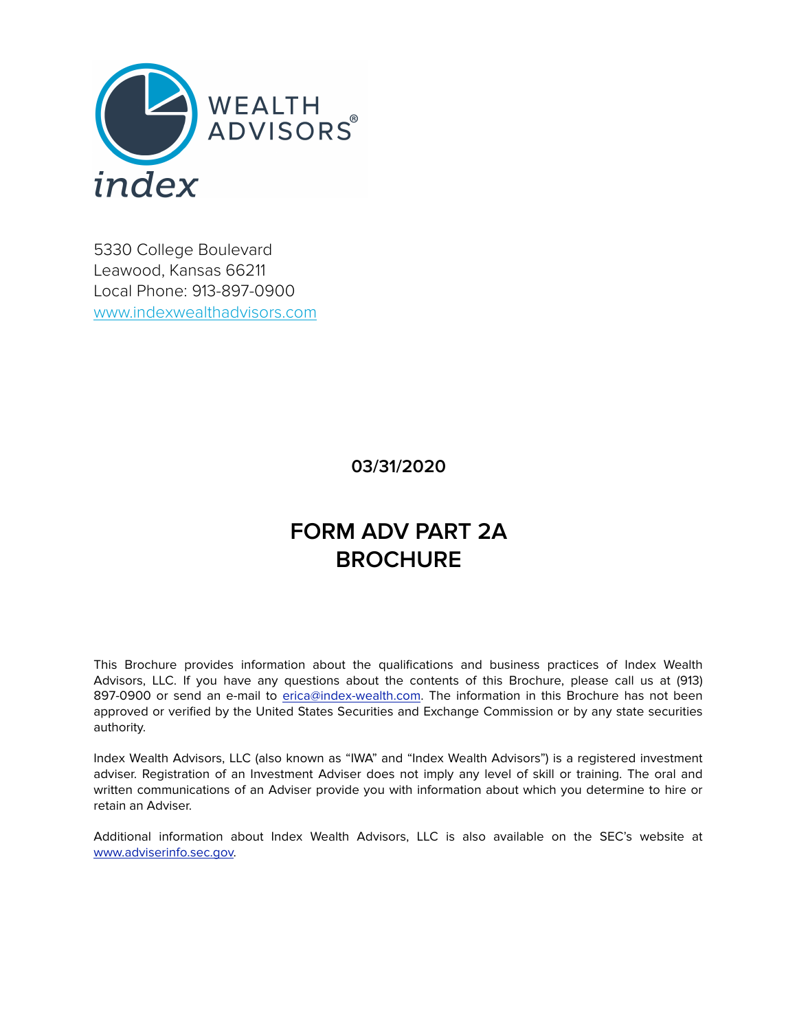index WEALTH ADVISORS®

5330 College Boulevard
Leawood, Kansas 66211
Local Phone: 913-897-0900
www.indexwealthadvisors.com

**03/31/2020**

# FORM ADV PART 2A BROCHURE

This Brochure provides information about the qualifications and business practices of Index Wealth Advisors, LLC. If you have any questions about the contents of this Brochure, please call us at (913) 897-0900 or send an e-mail to erica@index-wealth.com. The information in this Brochure has not been approved or verified by the United States Securities and Exchange Commission or by any state securities authority.

Index Wealth Advisors, LLC (also known as "IWA" and "Index Wealth Advisors") is a registered investment adviser. Registration of an Investment Adviser does not imply any level of skill or training. The oral and written communications of an Adviser provide you with information about which you determine to hire or retain an Adviser.

Additional information about Index Wealth Advisors, LLC is also available on the SEC's website at www.adviserinfo.sec.gov.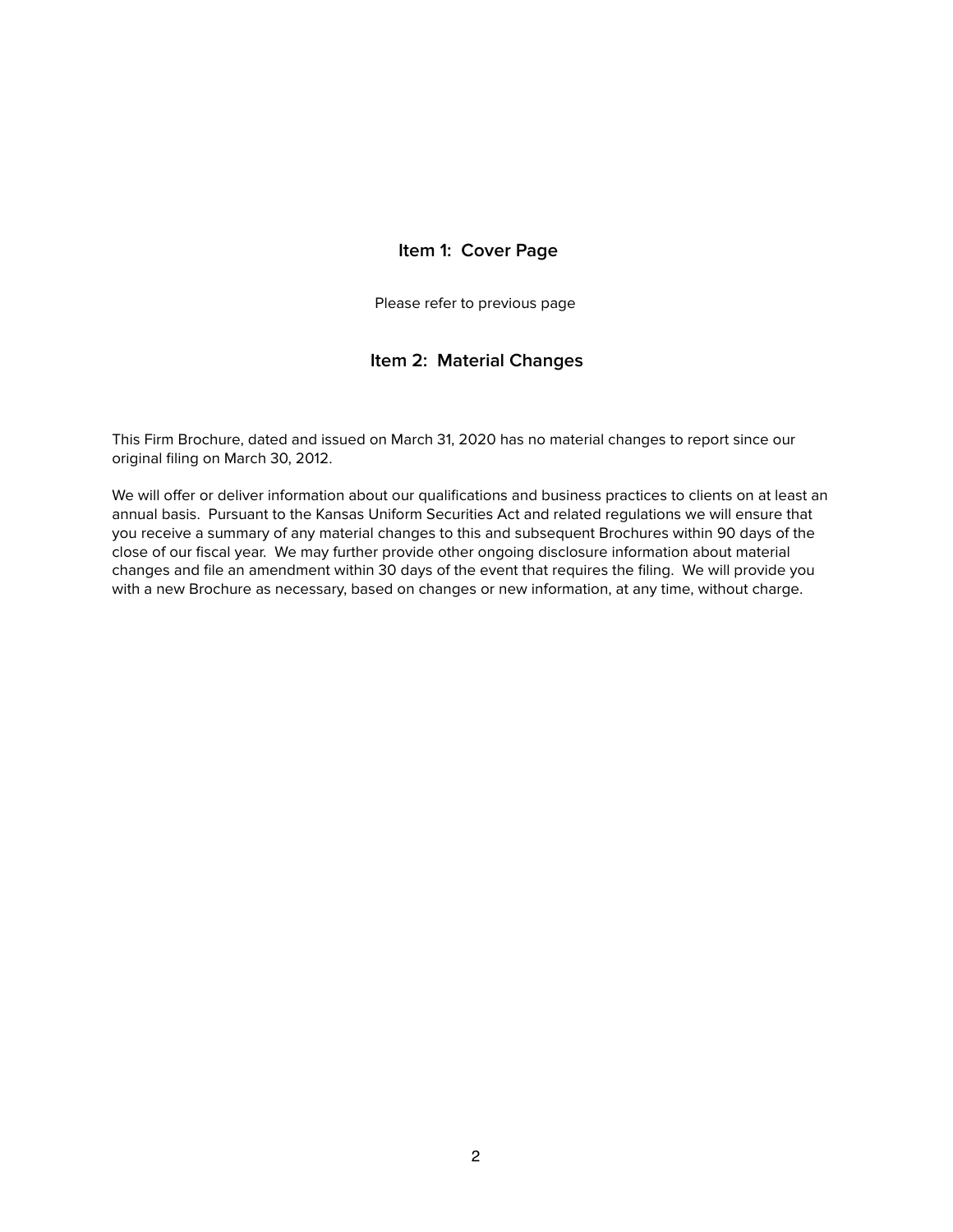## Item 1: Cover Page

Please refer to previous page

## Item 2: Material Changes

This Firm Brochure, dated and issued on March 31, 2020 has no material changes to report since our original filing on March 30, 2012.

We will offer or deliver information about our qualifications and business practices to clients on at least an annual basis. Pursuant to the Kansas Uniform Securities Act and related regulations we will ensure that you receive a summary of any material changes to this and subsequent Brochures within 90 days of the close of our fiscal year. We may further provide other ongoing disclosure information about material changes and file an amendment within 30 days of the event that requires the filing. We will provide you with a new Brochure as necessary, based on changes or new information, at any time, without charge.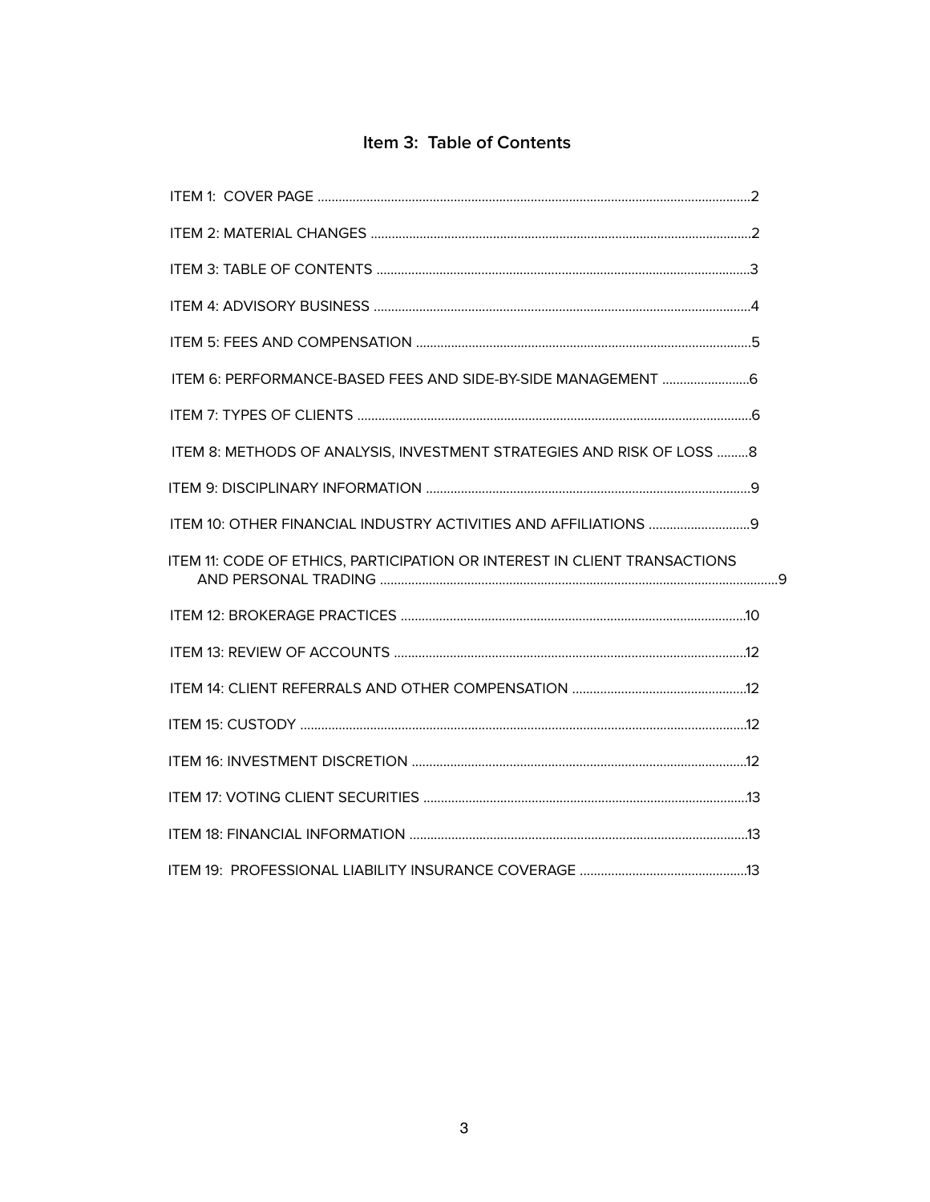## Item 3: Table of Contents

ITEM 1: COVER PAGE ....................................................................................................................2

ITEM 2: MATERIAL CHANGES ....................................................................................................2

ITEM 3: TABLE OF CONTENTS ...................................................................................................3

ITEM 4: ADVISORY BUSINESS ....................................................................................................4

ITEM 5: FEES AND COMPENSATION .........................................................................................5

ITEM 6: PERFORMANCE-BASED FEES AND SIDE-BY-SIDE MANAGEMENT .........................6

ITEM 7: TYPES OF CLIENTS .........................................................................................................6

ITEM 8: METHODS OF ANALYSIS, INVESTMENT STRATEGIES AND RISK OF LOSS .........8

ITEM 9: DISCIPLINARY INFORMATION .....................................................................................9

ITEM 10: OTHER FINANCIAL INDUSTRY ACTIVITIES AND AFFILIATIONS .............................9

ITEM 11: CODE OF ETHICS, PARTICIPATION OR INTEREST IN CLIENT TRANSACTIONS AND PERSONAL TRADING ..........................................................................................................9

ITEM 12: BROKERAGE PRACTICES ..........................................................................................10

ITEM 13: REVIEW OF ACCOUNTS ............................................................................................12

ITEM 14: CLIENT REFERRALS AND OTHER COMPENSATION ..................................................12

ITEM 15: CUSTODY ....................................................................................................................12

ITEM 16: INVESTMENT DISCRETION ........................................................................................12

ITEM 17: VOTING CLIENT SECURITIES ....................................................................................13

ITEM 18: FINANCIAL INFORMATION .........................................................................................13

ITEM 19: PROFESSIONAL LIABILITY INSURANCE COVERAGE ...............................................13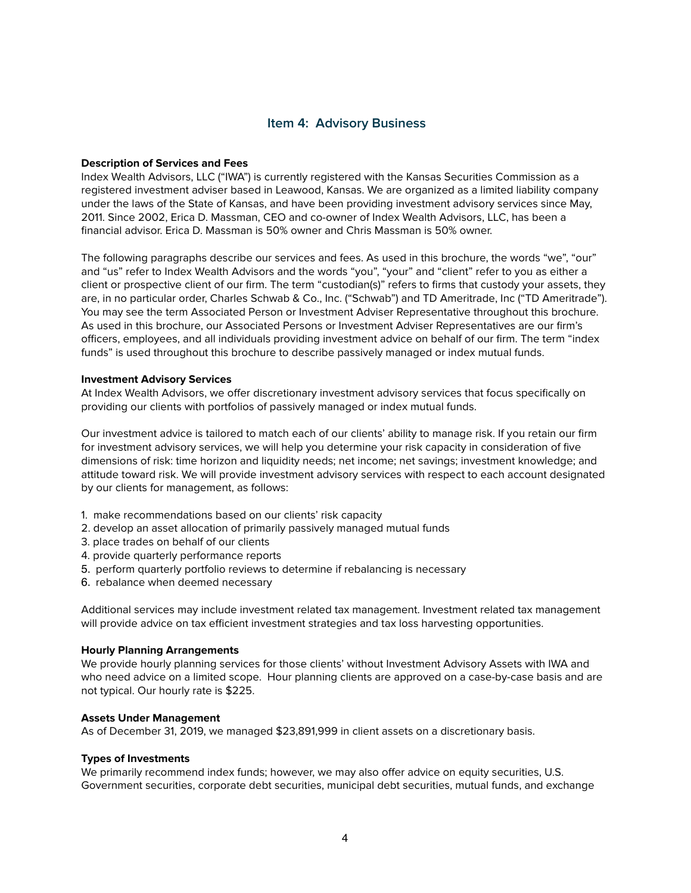## Item 4: Advisory Business

**Description of Services and Fees**
Index Wealth Advisors, LLC ("IWA") is currently registered with the Kansas Securities Commission as a registered investment adviser based in Leawood, Kansas. We are organized as a limited liability company under the laws of the State of Kansas, and have been providing investment advisory services since May, 2011. Since 2002, Erica D. Massman, CEO and co-owner of Index Wealth Advisors, LLC, has been a financial advisor. Erica D. Massman is 50% owner and Chris Massman is 50% owner.

The following paragraphs describe our services and fees. As used in this brochure, the words "we", "our" and "us" refer to Index Wealth Advisors and the words "you", "your" and "client" refer to you as either a client or prospective client of our firm. The term "custodian(s)" refers to firms that custody your assets, they are, in no particular order, Charles Schwab & Co., Inc. ("Schwab") and TD Ameritrade, Inc ("TD Ameritrade"). You may see the term Associated Person or Investment Adviser Representative throughout this brochure. As used in this brochure, our Associated Persons or Investment Adviser Representatives are our firm's officers, employees, and all individuals providing investment advice on behalf of our firm. The term "index funds" is used throughout this brochure to describe passively managed or index mutual funds.

**Investment Advisory Services**
At Index Wealth Advisors, we offer discretionary investment advisory services that focus specifically on providing our clients with portfolios of passively managed or index mutual funds.

Our investment advice is tailored to match each of our clients' ability to manage risk. If you retain our firm for investment advisory services, we will help you determine your risk capacity in consideration of five dimensions of risk: time horizon and liquidity needs; net income; net savings; investment knowledge; and attitude toward risk. We will provide investment advisory services with respect to each account designated by our clients for management, as follows:

1. make recommendations based on our clients' risk capacity
2. develop an asset allocation of primarily passively managed mutual funds
3. place trades on behalf of our clients
4. provide quarterly performance reports
5. perform quarterly portfolio reviews to determine if rebalancing is necessary
6. rebalance when deemed necessary

Additional services may include investment related tax management. Investment related tax management will provide advice on tax efficient investment strategies and tax loss harvesting opportunities.

**Hourly Planning Arrangements**
We provide hourly planning services for those clients' without Investment Advisory Assets with IWA and who need advice on a limited scope. Hour planning clients are approved on a case-by-case basis and are not typical. Our hourly rate is $225.

**Assets Under Management**
As of December 31, 2019, we managed $23,891,999 in client assets on a discretionary basis.

**Types of Investments**
We primarily recommend index funds; however, we may also offer advice on equity securities, U.S. Government securities, corporate debt securities, municipal debt securities, mutual funds, and exchange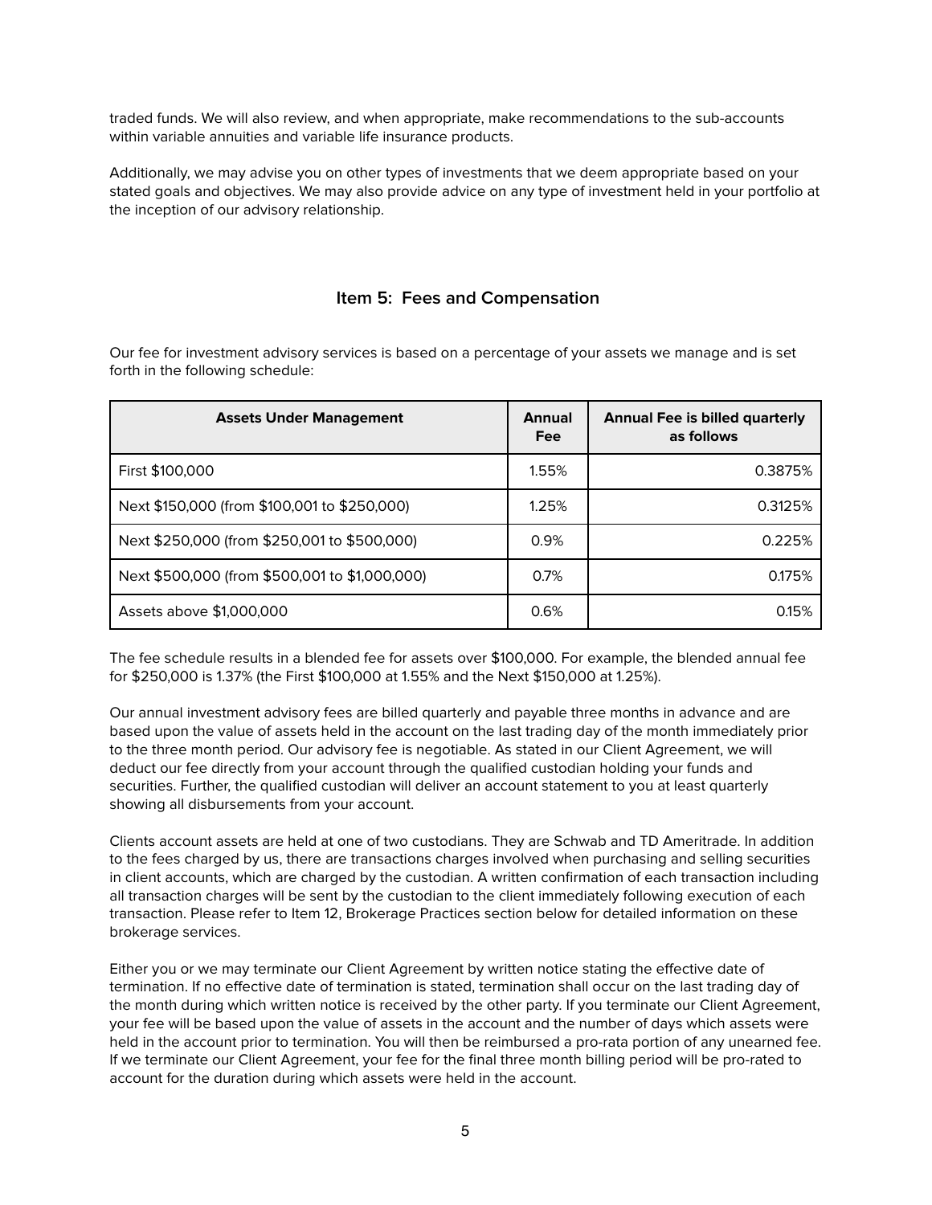traded funds. We will also review, and when appropriate, make recommendations to the sub-accounts within variable annuities and variable life insurance products.

Additionally, we may advise you on other types of investments that we deem appropriate based on your stated goals and objectives. We may also provide advice on any type of investment held in your portfolio at the inception of our advisory relationship.

## Item 5: Fees and Compensation

Our fee for investment advisory services is based on a percentage of your assets we manage and is set forth in the following schedule:

| Assets Under Management | Annual Fee | Annual Fee is billed quarterly as follows |
|---|---|---|
| First $100,000 | 1.55% | 0.3875% |
| Next $150,000 (from $100,001 to $250,000) | 1.25% | 0.3125% |
| Next $250,000 (from $250,001 to $500,000) | 0.9% | 0.225% |
| Next $500,000 (from $500,001 to $1,000,000) | 0.7% | 0.175% |
| Assets above $1,000,000 | 0.6% | 0.15% |

The fee schedule results in a blended fee for assets over $100,000. For example, the blended annual fee for $250,000 is 1.37% (the First $100,000 at 1.55% and the Next $150,000 at 1.25%).

Our annual investment advisory fees are billed quarterly and payable three months in advance and are based upon the value of assets held in the account on the last trading day of the month immediately prior to the three month period. Our advisory fee is negotiable. As stated in our Client Agreement, we will deduct our fee directly from your account through the qualified custodian holding your funds and securities. Further, the qualified custodian will deliver an account statement to you at least quarterly showing all disbursements from your account.

Clients account assets are held at one of two custodians. They are Schwab and TD Ameritrade. In addition to the fees charged by us, there are transactions charges involved when purchasing and selling securities in client accounts, which are charged by the custodian. A written confirmation of each transaction including all transaction charges will be sent by the custodian to the client immediately following execution of each transaction. Please refer to Item 12, Brokerage Practices section below for detailed information on these brokerage services.

Either you or we may terminate our Client Agreement by written notice stating the effective date of termination. If no effective date of termination is stated, termination shall occur on the last trading day of the month during which written notice is received by the other party. If you terminate our Client Agreement, your fee will be based upon the value of assets in the account and the number of days which assets were held in the account prior to termination. You will then be reimbursed a pro-rata portion of any unearned fee. If we terminate our Client Agreement, your fee for the final three month billing period will be pro-rated to account for the duration during which assets were held in the account.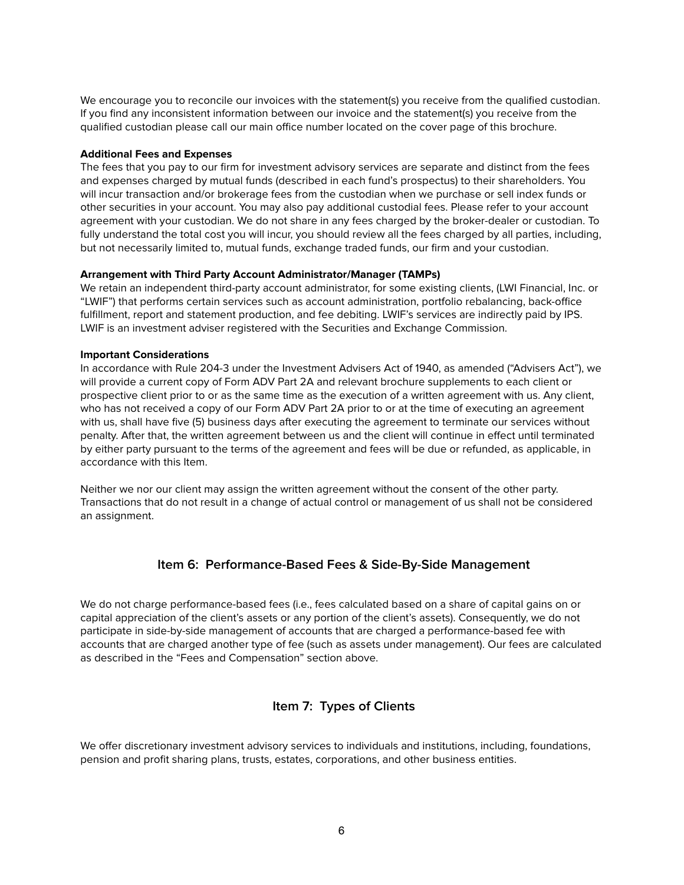We encourage you to reconcile our invoices with the statement(s) you receive from the qualified custodian. If you find any inconsistent information between our invoice and the statement(s) you receive from the qualified custodian please call our main office number located on the cover page of this brochure.

**Additional Fees and Expenses**

The fees that you pay to our firm for investment advisory services are separate and distinct from the fees and expenses charged by mutual funds (described in each fund's prospectus) to their shareholders. You will incur transaction and/or brokerage fees from the custodian when we purchase or sell index funds or other securities in your account. You may also pay additional custodial fees. Please refer to your account agreement with your custodian. We do not share in any fees charged by the broker-dealer or custodian. To fully understand the total cost you will incur, you should review all the fees charged by all parties, including, but not necessarily limited to, mutual funds, exchange traded funds, our firm and your custodian.

**Arrangement with Third Party Account Administrator/Manager (TAMPs)**

We retain an independent third-party account administrator, for some existing clients, (LWI Financial, Inc. or "LWIF") that performs certain services such as account administration, portfolio rebalancing, back-office fulfillment, report and statement production, and fee debiting. LWIF's services are indirectly paid by IPS. LWIF is an investment adviser registered with the Securities and Exchange Commission.

**Important Considerations**

In accordance with Rule 204-3 under the Investment Advisers Act of 1940, as amended ("Advisers Act"), we will provide a current copy of Form ADV Part 2A and relevant brochure supplements to each client or prospective client prior to or as the same time as the execution of a written agreement with us. Any client, who has not received a copy of our Form ADV Part 2A prior to or at the time of executing an agreement with us, shall have five (5) business days after executing the agreement to terminate our services without penalty. After that, the written agreement between us and the client will continue in effect until terminated by either party pursuant to the terms of the agreement and fees will be due or refunded, as applicable, in accordance with this Item.

Neither we nor our client may assign the written agreement without the consent of the other party. Transactions that do not result in a change of actual control or management of us shall not be considered an assignment.

## Item 6: Performance-Based Fees & Side-By-Side Management

We do not charge performance-based fees (i.e., fees calculated based on a share of capital gains on or capital appreciation of the client's assets or any portion of the client's assets). Consequently, we do not participate in side-by-side management of accounts that are charged a performance-based fee with accounts that are charged another type of fee (such as assets under management). Our fees are calculated as described in the "Fees and Compensation" section above.

## Item 7: Types of Clients

We offer discretionary investment advisory services to individuals and institutions, including, foundations, pension and profit sharing plans, trusts, estates, corporations, and other business entities.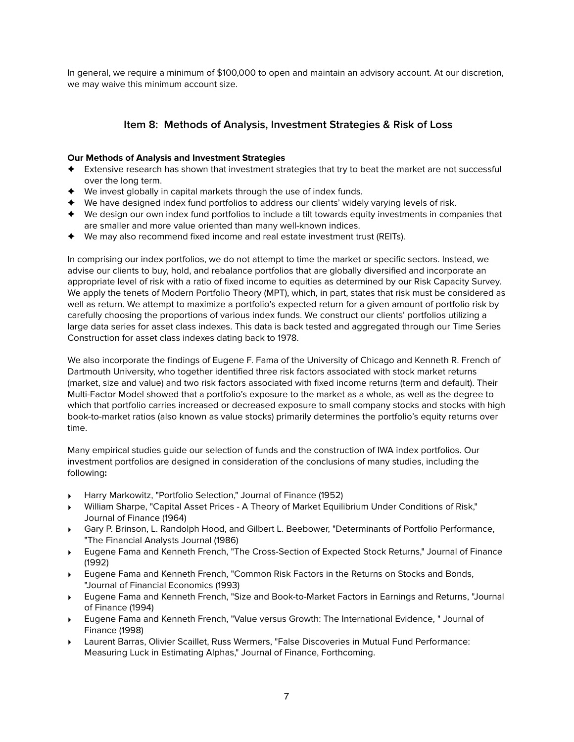In general, we require a minimum of $100,000 to open and maintain an advisory account. At our discretion, we may waive this minimum account size.

## Item 8: Methods of Analysis, Investment Strategies & Risk of Loss

**Our Methods of Analysis and Investment Strategies**

- Extensive research has shown that investment strategies that try to beat the market are not successful over the long term.
- We invest globally in capital markets through the use of index funds.
- We have designed index fund portfolios to address our clients' widely varying levels of risk.
- We design our own index fund portfolios to include a tilt towards equity investments in companies that are smaller and more value oriented than many well-known indices.
- We may also recommend fixed income and real estate investment trust (REITs).

In comprising our index portfolios, we do not attempt to time the market or specific sectors. Instead, we advise our clients to buy, hold, and rebalance portfolios that are globally diversified and incorporate an appropriate level of risk with a ratio of fixed income to equities as determined by our Risk Capacity Survey. We apply the tenets of Modern Portfolio Theory (MPT), which, in part, states that risk must be considered as well as return. We attempt to maximize a portfolio's expected return for a given amount of portfolio risk by carefully choosing the proportions of various index funds. We construct our clients' portfolios utilizing a large data series for asset class indexes. This data is back tested and aggregated through our Time Series Construction for asset class indexes dating back to 1978.

We also incorporate the findings of Eugene F. Fama of the University of Chicago and Kenneth R. French of Dartmouth University, who together identified three risk factors associated with stock market returns (market, size and value) and two risk factors associated with fixed income returns (term and default). Their Multi-Factor Model showed that a portfolio's exposure to the market as a whole, as well as the degree to which that portfolio carries increased or decreased exposure to small company stocks and stocks with high book-to-market ratios (also known as value stocks) primarily determines the portfolio's equity returns over time.

Many empirical studies guide our selection of funds and the construction of IWA index portfolios. Our investment portfolios are designed in consideration of the conclusions of many studies, including the following**:**

- Harry Markowitz, "Portfolio Selection," Journal of Finance (1952)
- William Sharpe, "Capital Asset Prices - A Theory of Market Equilibrium Under Conditions of Risk," Journal of Finance (1964)
- Gary P. Brinson, L. Randolph Hood, and Gilbert L. Beebower, "Determinants of Portfolio Performance, "The Financial Analysts Journal (1986)
- Eugene Fama and Kenneth French, "The Cross-Section of Expected Stock Returns," Journal of Finance (1992)
- Eugene Fama and Kenneth French, "Common Risk Factors in the Returns on Stocks and Bonds, "Journal of Financial Economics (1993)
- Eugene Fama and Kenneth French, "Size and Book-to-Market Factors in Earnings and Returns, "Journal of Finance (1994)
- Eugene Fama and Kenneth French, "Value versus Growth: The International Evidence, " Journal of Finance (1998)
- Laurent Barras, Olivier Scaillet, Russ Wermers, "False Discoveries in Mutual Fund Performance: Measuring Luck in Estimating Alphas," Journal of Finance, Forthcoming.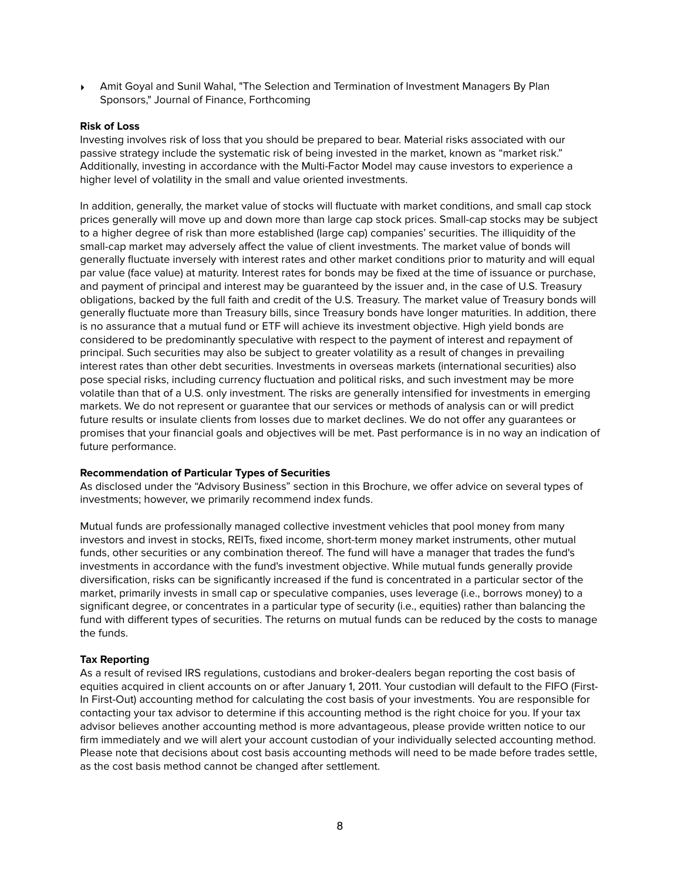- Amit Goyal and Sunil Wahal, "The Selection and Termination of Investment Managers By Plan Sponsors," Journal of Finance, Forthcoming

**Risk of Loss**

Investing involves risk of loss that you should be prepared to bear. Material risks associated with our passive strategy include the systematic risk of being invested in the market, known as "market risk." Additionally, investing in accordance with the Multi-Factor Model may cause investors to experience a higher level of volatility in the small and value oriented investments.

In addition, generally, the market value of stocks will fluctuate with market conditions, and small cap stock prices generally will move up and down more than large cap stock prices. Small-cap stocks may be subject to a higher degree of risk than more established (large cap) companies' securities. The illiquidity of the small-cap market may adversely affect the value of client investments. The market value of bonds will generally fluctuate inversely with interest rates and other market conditions prior to maturity and will equal par value (face value) at maturity. Interest rates for bonds may be fixed at the time of issuance or purchase, and payment of principal and interest may be guaranteed by the issuer and, in the case of U.S. Treasury obligations, backed by the full faith and credit of the U.S. Treasury. The market value of Treasury bonds will generally fluctuate more than Treasury bills, since Treasury bonds have longer maturities. In addition, there is no assurance that a mutual fund or ETF will achieve its investment objective. High yield bonds are considered to be predominantly speculative with respect to the payment of interest and repayment of principal. Such securities may also be subject to greater volatility as a result of changes in prevailing interest rates than other debt securities. Investments in overseas markets (international securities) also pose special risks, including currency fluctuation and political risks, and such investment may be more volatile than that of a U.S. only investment. The risks are generally intensified for investments in emerging markets. We do not represent or guarantee that our services or methods of analysis can or will predict future results or insulate clients from losses due to market declines. We do not offer any guarantees or promises that your financial goals and objectives will be met. Past performance is in no way an indication of future performance.

**Recommendation of Particular Types of Securities**

As disclosed under the "Advisory Business" section in this Brochure, we offer advice on several types of investments; however, we primarily recommend index funds.

Mutual funds are professionally managed collective investment vehicles that pool money from many investors and invest in stocks, REITs, fixed income, short-term money market instruments, other mutual funds, other securities or any combination thereof. The fund will have a manager that trades the fund's investments in accordance with the fund's investment objective. While mutual funds generally provide diversification, risks can be significantly increased if the fund is concentrated in a particular sector of the market, primarily invests in small cap or speculative companies, uses leverage (i.e., borrows money) to a significant degree, or concentrates in a particular type of security (i.e., equities) rather than balancing the fund with different types of securities. The returns on mutual funds can be reduced by the costs to manage the funds.

**Tax Reporting**

As a result of revised IRS regulations, custodians and broker-dealers began reporting the cost basis of equities acquired in client accounts on or after January 1, 2011. Your custodian will default to the FIFO (First-In First-Out) accounting method for calculating the cost basis of your investments. You are responsible for contacting your tax advisor to determine if this accounting method is the right choice for you. If your tax advisor believes another accounting method is more advantageous, please provide written notice to our firm immediately and we will alert your account custodian of your individually selected accounting method. Please note that decisions about cost basis accounting methods will need to be made before trades settle, as the cost basis method cannot be changed after settlement.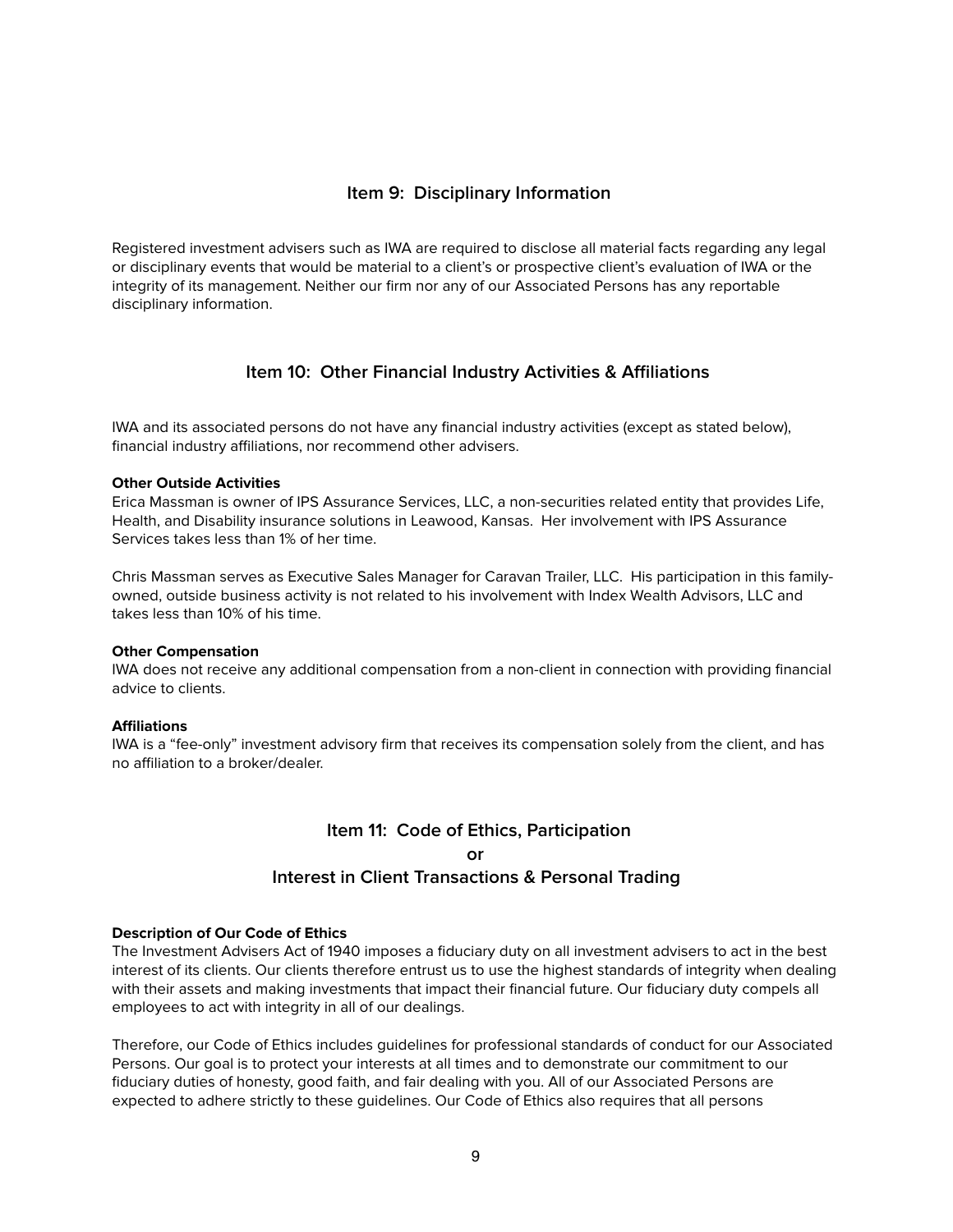## Item 9: Disciplinary Information

Registered investment advisers such as IWA are required to disclose all material facts regarding any legal or disciplinary events that would be material to a client's or prospective client's evaluation of IWA or the integrity of its management. Neither our firm nor any of our Associated Persons has any reportable disciplinary information.

## Item 10: Other Financial Industry Activities & Affiliations

IWA and its associated persons do not have any financial industry activities (except as stated below), financial industry affiliations, nor recommend other advisers.

**Other Outside Activities**
Erica Massman is owner of IPS Assurance Services, LLC, a non-securities related entity that provides Life, Health, and Disability insurance solutions in Leawood, Kansas. Her involvement with IPS Assurance Services takes less than 1% of her time.

Chris Massman serves as Executive Sales Manager for Caravan Trailer, LLC. His participation in this family-owned, outside business activity is not related to his involvement with Index Wealth Advisors, LLC and takes less than 10% of his time.

**Other Compensation**
IWA does not receive any additional compensation from a non-client in connection with providing financial advice to clients.

**Affiliations**
IWA is a "fee-only" investment advisory firm that receives its compensation solely from the client, and has no affiliation to a broker/dealer.

## Item 11: Code of Ethics, Participation or Interest in Client Transactions & Personal Trading

**Description of Our Code of Ethics**
The Investment Advisers Act of 1940 imposes a fiduciary duty on all investment advisers to act in the best interest of its clients. Our clients therefore entrust us to use the highest standards of integrity when dealing with their assets and making investments that impact their financial future. Our fiduciary duty compels all employees to act with integrity in all of our dealings.

Therefore, our Code of Ethics includes guidelines for professional standards of conduct for our Associated Persons. Our goal is to protect your interests at all times and to demonstrate our commitment to our fiduciary duties of honesty, good faith, and fair dealing with you. All of our Associated Persons are expected to adhere strictly to these guidelines. Our Code of Ethics also requires that all persons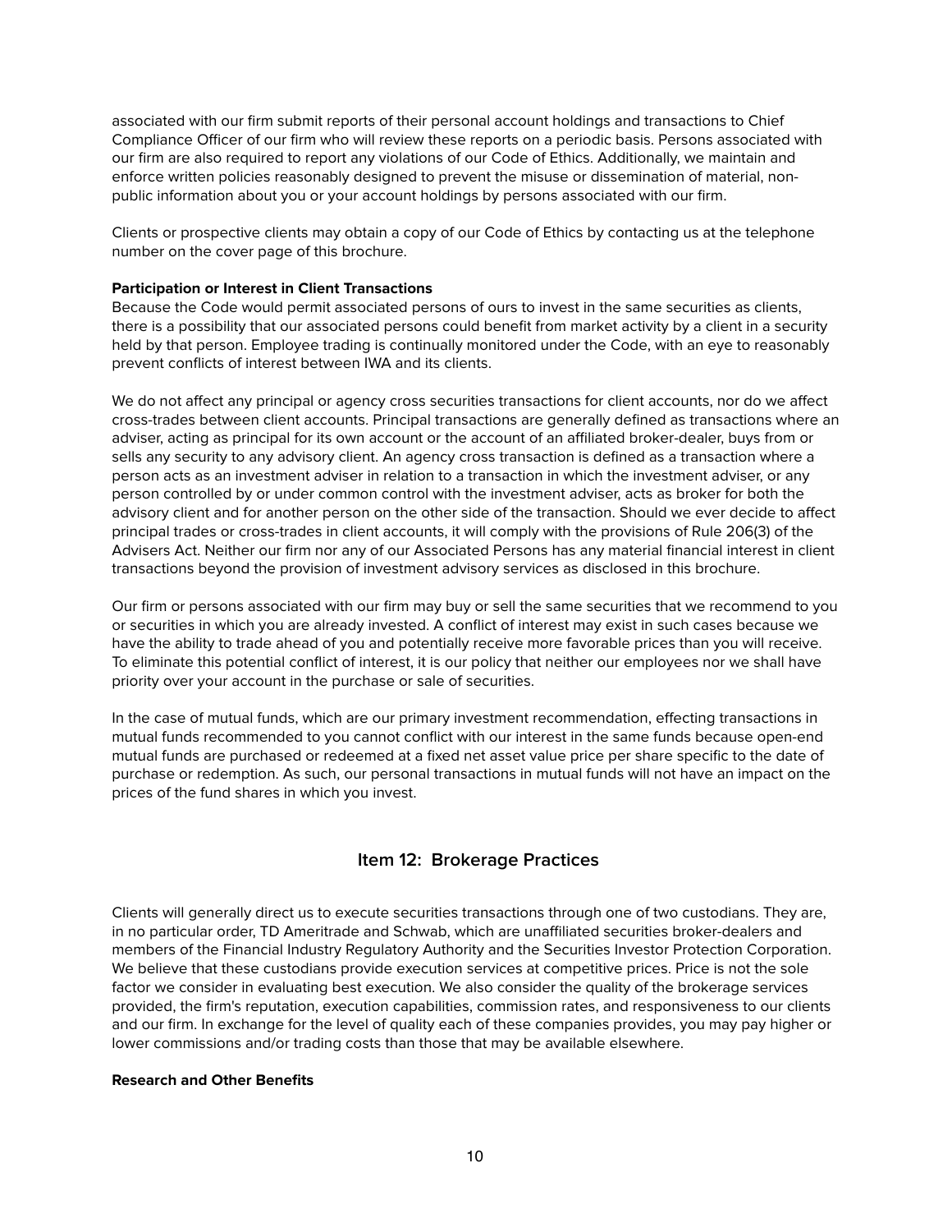associated with our firm submit reports of their personal account holdings and transactions to Chief Compliance Officer of our firm who will review these reports on a periodic basis. Persons associated with our firm are also required to report any violations of our Code of Ethics. Additionally, we maintain and enforce written policies reasonably designed to prevent the misuse or dissemination of material, non-public information about you or your account holdings by persons associated with our firm.

Clients or prospective clients may obtain a copy of our Code of Ethics by contacting us at the telephone number on the cover page of this brochure.

**Participation or Interest in Client Transactions**

Because the Code would permit associated persons of ours to invest in the same securities as clients, there is a possibility that our associated persons could benefit from market activity by a client in a security held by that person. Employee trading is continually monitored under the Code, with an eye to reasonably prevent conflicts of interest between IWA and its clients.

We do not affect any principal or agency cross securities transactions for client accounts, nor do we affect cross-trades between client accounts. Principal transactions are generally defined as transactions where an adviser, acting as principal for its own account or the account of an affiliated broker-dealer, buys from or sells any security to any advisory client. An agency cross transaction is defined as a transaction where a person acts as an investment adviser in relation to a transaction in which the investment adviser, or any person controlled by or under common control with the investment adviser, acts as broker for both the advisory client and for another person on the other side of the transaction. Should we ever decide to affect principal trades or cross-trades in client accounts, it will comply with the provisions of Rule 206(3) of the Advisers Act. Neither our firm nor any of our Associated Persons has any material financial interest in client transactions beyond the provision of investment advisory services as disclosed in this brochure.

Our firm or persons associated with our firm may buy or sell the same securities that we recommend to you or securities in which you are already invested. A conflict of interest may exist in such cases because we have the ability to trade ahead of you and potentially receive more favorable prices than you will receive. To eliminate this potential conflict of interest, it is our policy that neither our employees nor we shall have priority over your account in the purchase or sale of securities.

In the case of mutual funds, which are our primary investment recommendation, effecting transactions in mutual funds recommended to you cannot conflict with our interest in the same funds because open-end mutual funds are purchased or redeemed at a fixed net asset value price per share specific to the date of purchase or redemption. As such, our personal transactions in mutual funds will not have an impact on the prices of the fund shares in which you invest.

## Item 12: Brokerage Practices

Clients will generally direct us to execute securities transactions through one of two custodians. They are, in no particular order, TD Ameritrade and Schwab, which are unaffiliated securities broker-dealers and members of the Financial Industry Regulatory Authority and the Securities Investor Protection Corporation. We believe that these custodians provide execution services at competitive prices. Price is not the sole factor we consider in evaluating best execution. We also consider the quality of the brokerage services provided, the firm's reputation, execution capabilities, commission rates, and responsiveness to our clients and our firm. In exchange for the level of quality each of these companies provides, you may pay higher or lower commissions and/or trading costs than those that may be available elsewhere.

**Research and Other Benefits**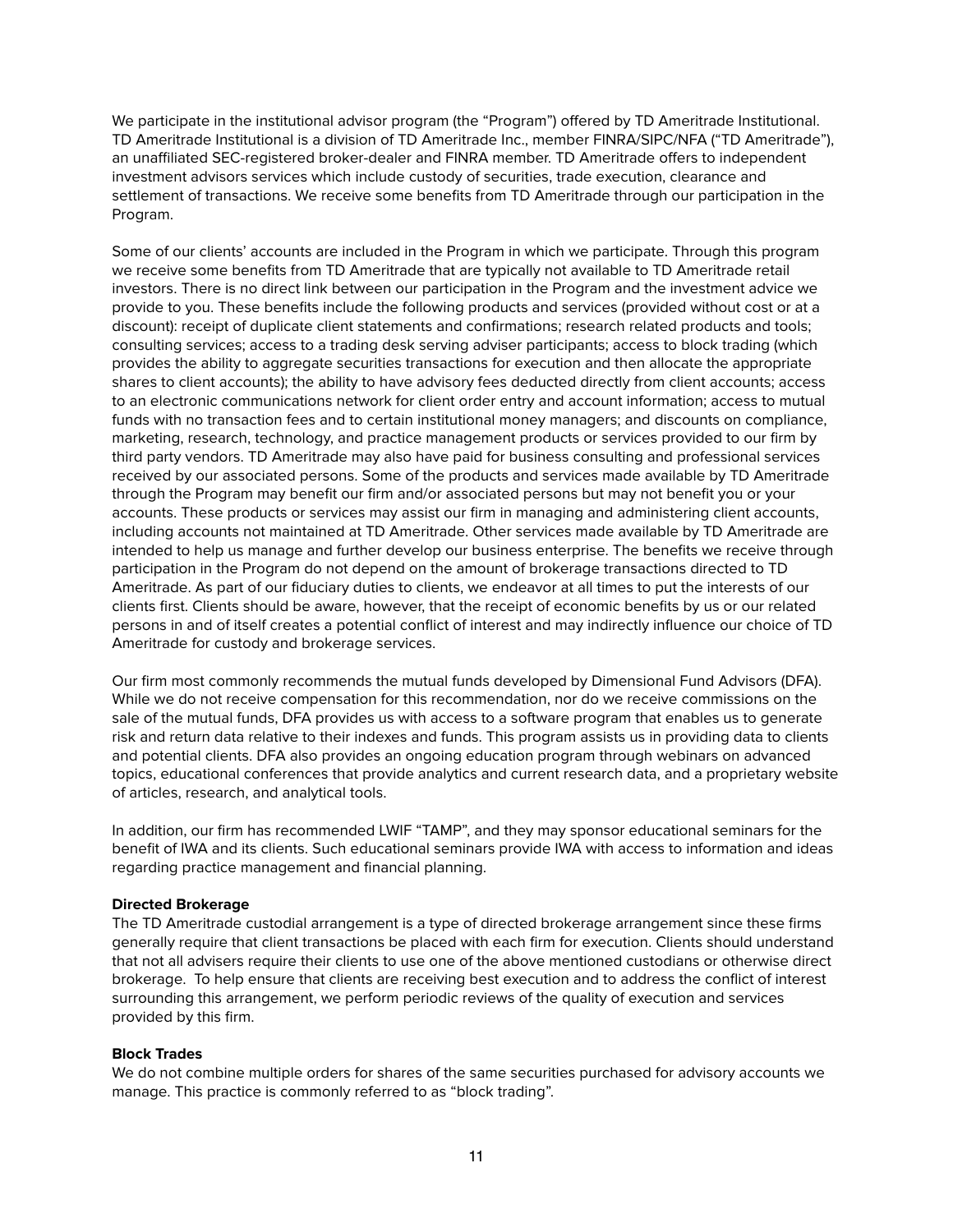We participate in the institutional advisor program (the "Program") offered by TD Ameritrade Institutional. TD Ameritrade Institutional is a division of TD Ameritrade Inc., member FINRA/SIPC/NFA ("TD Ameritrade"), an unaffiliated SEC-registered broker-dealer and FINRA member. TD Ameritrade offers to independent investment advisors services which include custody of securities, trade execution, clearance and settlement of transactions. We receive some benefits from TD Ameritrade through our participation in the Program.

Some of our clients' accounts are included in the Program in which we participate. Through this program we receive some benefits from TD Ameritrade that are typically not available to TD Ameritrade retail investors. There is no direct link between our participation in the Program and the investment advice we provide to you. These benefits include the following products and services (provided without cost or at a discount): receipt of duplicate client statements and confirmations; research related products and tools; consulting services; access to a trading desk serving adviser participants; access to block trading (which provides the ability to aggregate securities transactions for execution and then allocate the appropriate shares to client accounts); the ability to have advisory fees deducted directly from client accounts; access to an electronic communications network for client order entry and account information; access to mutual funds with no transaction fees and to certain institutional money managers; and discounts on compliance, marketing, research, technology, and practice management products or services provided to our firm by third party vendors. TD Ameritrade may also have paid for business consulting and professional services received by our associated persons. Some of the products and services made available by TD Ameritrade through the Program may benefit our firm and/or associated persons but may not benefit you or your accounts. These products or services may assist our firm in managing and administering client accounts, including accounts not maintained at TD Ameritrade. Other services made available by TD Ameritrade are intended to help us manage and further develop our business enterprise. The benefits we receive through participation in the Program do not depend on the amount of brokerage transactions directed to TD Ameritrade. As part of our fiduciary duties to clients, we endeavor at all times to put the interests of our clients first. Clients should be aware, however, that the receipt of economic benefits by us or our related persons in and of itself creates a potential conflict of interest and may indirectly influence our choice of TD Ameritrade for custody and brokerage services.

Our firm most commonly recommends the mutual funds developed by Dimensional Fund Advisors (DFA). While we do not receive compensation for this recommendation, nor do we receive commissions on the sale of the mutual funds, DFA provides us with access to a software program that enables us to generate risk and return data relative to their indexes and funds. This program assists us in providing data to clients and potential clients. DFA also provides an ongoing education program through webinars on advanced topics, educational conferences that provide analytics and current research data, and a proprietary website of articles, research, and analytical tools.

In addition, our firm has recommended LWIF "TAMP", and they may sponsor educational seminars for the benefit of IWA and its clients. Such educational seminars provide IWA with access to information and ideas regarding practice management and financial planning.

**Directed Brokerage**

The TD Ameritrade custodial arrangement is a type of directed brokerage arrangement since these firms generally require that client transactions be placed with each firm for execution. Clients should understand that not all advisers require their clients to use one of the above mentioned custodians or otherwise direct brokerage. To help ensure that clients are receiving best execution and to address the conflict of interest surrounding this arrangement, we perform periodic reviews of the quality of execution and services provided by this firm.

**Block Trades**

We do not combine multiple orders for shares of the same securities purchased for advisory accounts we manage. This practice is commonly referred to as "block trading".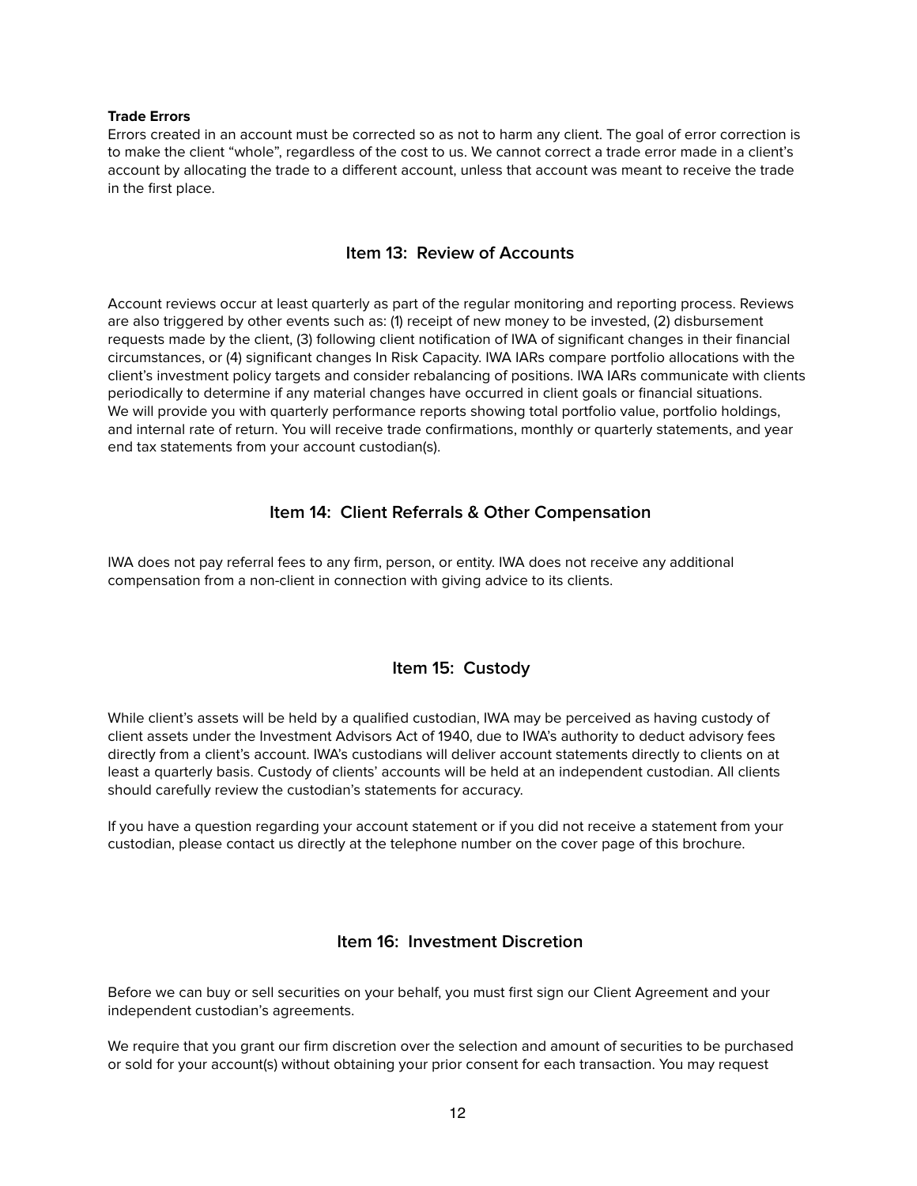**Trade Errors**
Errors created in an account must be corrected so as not to harm any client. The goal of error correction is to make the client "whole", regardless of the cost to us. We cannot correct a trade error made in a client's account by allocating the trade to a different account, unless that account was meant to receive the trade in the first place.

## Item 13: Review of Accounts

Account reviews occur at least quarterly as part of the regular monitoring and reporting process. Reviews are also triggered by other events such as: (1) receipt of new money to be invested, (2) disbursement requests made by the client, (3) following client notification of IWA of significant changes in their financial circumstances, or (4) significant changes In Risk Capacity. IWA IARs compare portfolio allocations with the client's investment policy targets and consider rebalancing of positions. IWA IARs communicate with clients periodically to determine if any material changes have occurred in client goals or financial situations. We will provide you with quarterly performance reports showing total portfolio value, portfolio holdings, and internal rate of return. You will receive trade confirmations, monthly or quarterly statements, and year end tax statements from your account custodian(s).

## Item 14: Client Referrals & Other Compensation

IWA does not pay referral fees to any firm, person, or entity. IWA does not receive any additional compensation from a non-client in connection with giving advice to its clients.

## Item 15: Custody

While client's assets will be held by a qualified custodian, IWA may be perceived as having custody of client assets under the Investment Advisors Act of 1940, due to IWA's authority to deduct advisory fees directly from a client's account. IWA's custodians will deliver account statements directly to clients on at least a quarterly basis. Custody of clients' accounts will be held at an independent custodian. All clients should carefully review the custodian's statements for accuracy.

If you have a question regarding your account statement or if you did not receive a statement from your custodian, please contact us directly at the telephone number on the cover page of this brochure.

## Item 16: Investment Discretion

Before we can buy or sell securities on your behalf, you must first sign our Client Agreement and your independent custodian's agreements.

We require that you grant our firm discretion over the selection and amount of securities to be purchased or sold for your account(s) without obtaining your prior consent for each transaction. You may request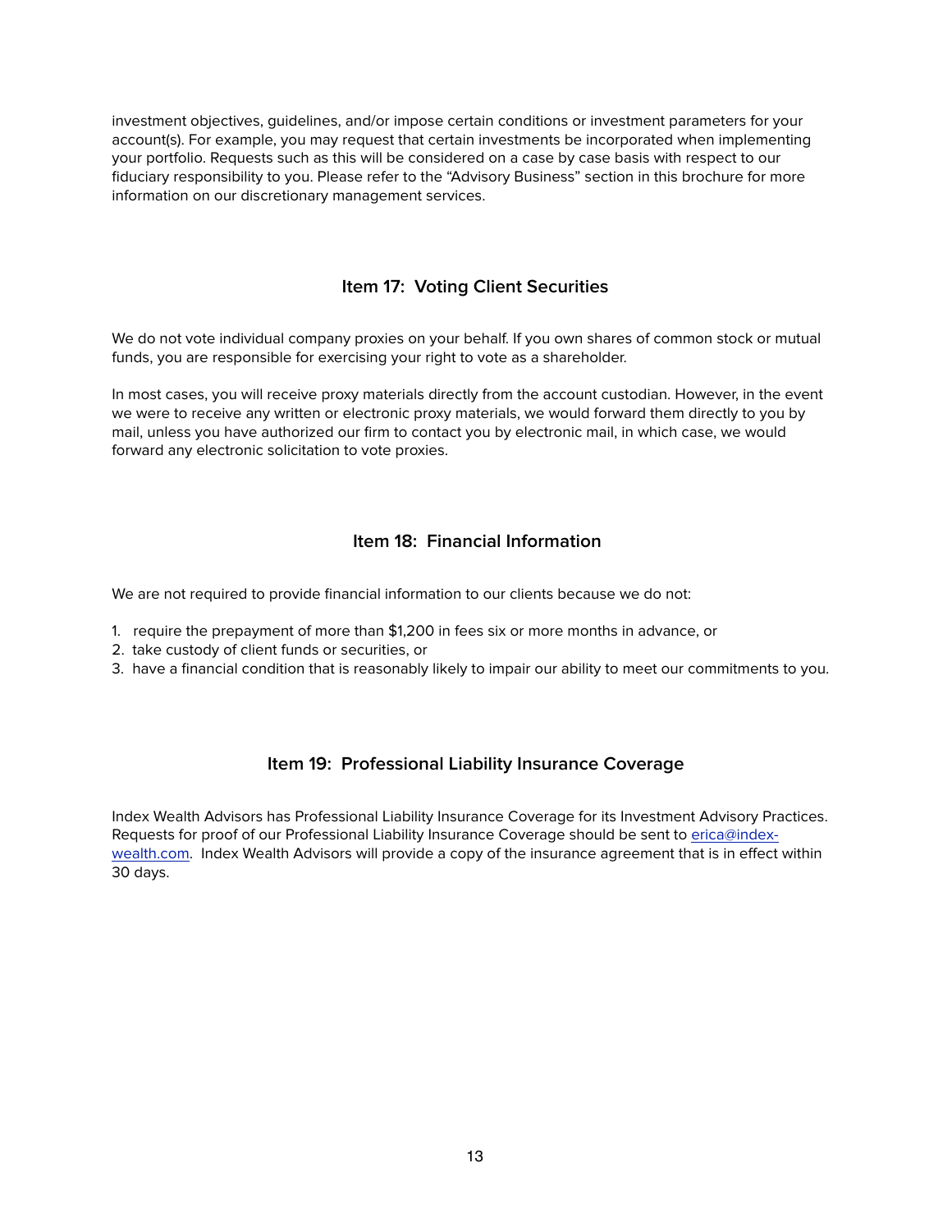investment objectives, guidelines, and/or impose certain conditions or investment parameters for your account(s). For example, you may request that certain investments be incorporated when implementing your portfolio. Requests such as this will be considered on a case by case basis with respect to our fiduciary responsibility to you. Please refer to the "Advisory Business" section in this brochure for more information on our discretionary management services.

## Item 17: Voting Client Securities

We do not vote individual company proxies on your behalf. If you own shares of common stock or mutual funds, you are responsible for exercising your right to vote as a shareholder.

In most cases, you will receive proxy materials directly from the account custodian. However, in the event we were to receive any written or electronic proxy materials, we would forward them directly to you by mail, unless you have authorized our firm to contact you by electronic mail, in which case, we would forward any electronic solicitation to vote proxies.

## Item 18: Financial Information

We are not required to provide financial information to our clients because we do not:

1. require the prepayment of more than $1,200 in fees six or more months in advance, or
2. take custody of client funds or securities, or
3. have a financial condition that is reasonably likely to impair our ability to meet our commitments to you.

## Item 19: Professional Liability Insurance Coverage

Index Wealth Advisors has Professional Liability Insurance Coverage for its Investment Advisory Practices. Requests for proof of our Professional Liability Insurance Coverage should be sent to erica@index-wealth.com. Index Wealth Advisors will provide a copy of the insurance agreement that is in effect within 30 days.